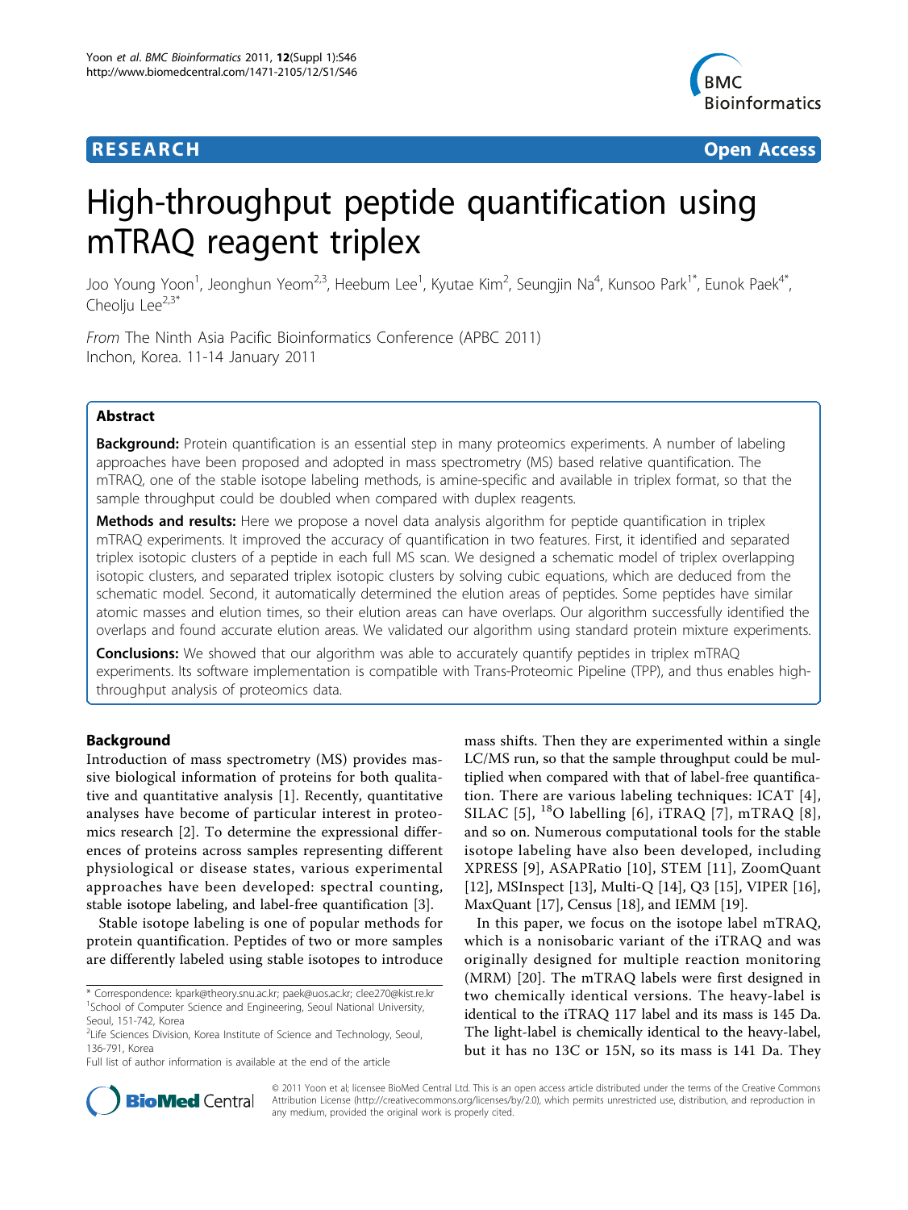**RESEARCH** **Open Access**

# High-throughput peptide quantification using mTRAQ reagent triplex

Joo Young Yoon[1], Jeonghun Yeom[2,3], Heebum Lee[1], Kyutae Kim[2], Seungjin Na[4], Kunsoo Park[1*], Eunok Paek[4*], Cheolju Lee[2,3*]

*From* The Ninth Asia Pacific Bioinformatics Conference (APBC 2011)
Inchon, Korea. 11-14 January 2011

## Abstract

**Background:** Protein quantification is an essential step in many proteomics experiments. A number of labeling approaches have been proposed and adopted in mass spectrometry (MS) based relative quantification. The mTRAQ, one of the stable isotope labeling methods, is amine-specific and available in triplex format, so that the sample throughput could be doubled when compared with duplex reagents.

**Methods and results:** Here we propose a novel data analysis algorithm for peptide quantification in triplex mTRAQ experiments. It improved the accuracy of quantification in two features. First, it identified and separated triplex isotopic clusters of a peptide in each full MS scan. We designed a schematic model of triplex overlapping isotopic clusters, and separated triplex isotopic clusters by solving cubic equations, which are deduced from the schematic model. Second, it automatically determined the elution areas of peptides. Some peptides have similar atomic masses and elution times, so their elution areas can have overlaps. Our algorithm successfully identified the overlaps and found accurate elution areas. We validated our algorithm using standard protein mixture experiments.

**Conclusions:** We showed that our algorithm was able to accurately quantify peptides in triplex mTRAQ experiments. Its software implementation is compatible with Trans-Proteomic Pipeline (TPP), and thus enables high-throughput analysis of proteomics data.

## Background

Introduction of mass spectrometry (MS) provides massive biological information of proteins for both qualitative and quantitative analysis [1]. Recently, quantitative analyses have become of particular interest in proteomics research [2]. To determine the expressional differences of proteins across samples representing different physiological or disease states, various experimental approaches have been developed: spectral counting, stable isotope labeling, and label-free quantification [3].

Stable isotope labeling is one of popular methods for protein quantification. Peptides of two or more samples are differently labeled using stable isotopes to introduce mass shifts. Then they are experimented within a single LC/MS run, so that the sample throughput could be multiplied when compared with that of label-free quantification. There are various labeling techniques: ICAT [4], SILAC [5], $^{18}O$ labelling [6], iTRAQ [7], mTRAQ [8], and so on. Numerous computational tools for the stable isotope labeling have also been developed, including XPRESS [9], ASAPRatio [10], STEM [11], ZoomQuant [12], MSInspect [13], Multi-Q [14], Q3 [15], VIPER [16], MaxQuant [17], Census [18], and IEMM [19].

In this paper, we focus on the isotope label mTRAQ, which is a nonisobaric variant of the iTRAQ and was originally designed for multiple reaction monitoring (MRM) [20]. The mTRAQ labels were first designed in two chemically identical versions. The heavy-label is identical to the iTRAQ 117 label and its mass is 145 Da. The light-label is chemically identical to the heavy-label, but it has no 13C or 15N, so its mass is 141 Da. They

\* Correspondence: kpark@theory.snu.ac.kr; paek@uos.ac.kr; clee270@kist.re.kr
[1]School of Computer Science and Engineering, Seoul National University, Seoul, 151-742, Korea
[2]Life Sciences Division, Korea Institute of Science and Technology, Seoul, 136-791, Korea
Full list of author information is available at the end of the article

© 2011 Yoon et al; licensee BioMed Central Ltd. This is an open access article distributed under the terms of the Creative Commons Attribution License (http://creativecommons.org/licenses/by/2.0), which permits unrestricted use, distribution, and reproduction in any medium, provided the original work is properly cited.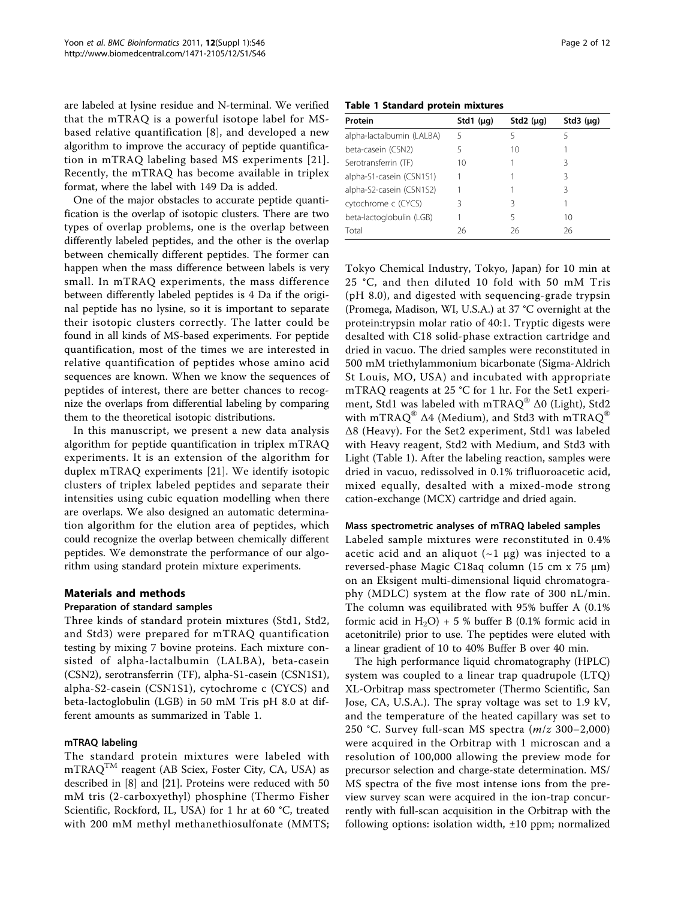are labeled at lysine residue and N-terminal. We verified that the mTRAQ is a powerful isotope label for MS-based relative quantification [8], and developed a new algorithm to improve the accuracy of peptide quantification in mTRAQ labeling based MS experiments [21]. Recently, the mTRAQ has become available in triplex format, where the label with 149 Da is added.

One of the major obstacles to accurate peptide quantification is the overlap of isotopic clusters. There are two types of overlap problems, one is the overlap between differently labeled peptides, and the other is the overlap between chemically different peptides. The former can happen when the mass difference between labels is very small. In mTRAQ experiments, the mass difference between differently labeled peptides is 4 Da if the original peptide has no lysine, so it is important to separate their isotopic clusters correctly. The latter could be found in all kinds of MS-based experiments. For peptide quantification, most of the times we are interested in relative quantification of peptides whose amino acid sequences are known. When we know the sequences of peptides of interest, there are better chances to recognize the overlaps from differential labeling by comparing them to the theoretical isotopic distributions.

In this manuscript, we present a new data analysis algorithm for peptide quantification in triplex mTRAQ experiments. It is an extension of the algorithm for duplex mTRAQ experiments [21]. We identify isotopic clusters of triplex labeled peptides and separate their intensities using cubic equation modelling when there are overlaps. We also designed an automatic determination algorithm for the elution area of peptides, which could recognize the overlap between chemically different peptides. We demonstrate the performance of our algorithm using standard protein mixture experiments.

## Materials and methods

### Preparation of standard samples

Three kinds of standard protein mixtures (Std1, Std2, and Std3) were prepared for mTRAQ quantification testing by mixing 7 bovine proteins. Each mixture consisted of alpha-lactalbumin (LALBA), beta-casein (CSN2), serotransferrin (TF), alpha-S1-casein (CSN1S1), alpha-S2-casein (CSN1S1), cytochrome c (CYCS) and beta-lactoglobulin (LGB) in 50 mM Tris pH 8.0 at different amounts as summarized in Table 1.

**Table 1 Standard protein mixtures**

| Protein | Std1 (μg) | Std2 (μg) | Std3 (μg) |
|---|---|---|---|
| alpha-lactalbumin (LALBA) | 5 | 5 | 5 |
| beta-casein (CSN2) | 5 | 10 | 1 |
| Serotransferrin (TF) | 10 | 1 | 3 |
| alpha-S1-casein (CSN1S1) | 1 | 1 | 3 |
| alpha-S2-casein (CSN1S2) | 1 | 1 | 3 |
| cytochrome c (CYCS) | 3 | 3 | 1 |
| beta-lactoglobulin (LGB) | 1 | 5 | 10 |
| Total | 26 | 26 | 26 |

### mTRAQ labeling

The standard protein mixtures were labeled with mTRAQ™ reagent (AB Sciex, Foster City, CA, USA) as described in [8] and [21]. Proteins were reduced with 50 mM tris (2-carboxyethyl) phosphine (Thermo Fisher Scientific, Rockford, IL, USA) for 1 hr at 60 °C, treated with 200 mM methyl methanethiosulfonate (MMTS; Tokyo Chemical Industry, Tokyo, Japan) for 10 min at 25 °C, and then diluted 10 fold with 50 mM Tris (pH 8.0), and digested with sequencing-grade trypsin (Promega, Madison, WI, U.S.A.) at 37 °C overnight at the protein:trypsin molar ratio of 40:1. Tryptic digests were desalted with C18 solid-phase extraction cartridge and dried in vacuo. The dried samples were reconstituted in 500 mM triethylammonium bicarbonate (Sigma-Aldrich St Louis, MO, USA) and incubated with appropriate mTRAQ reagents at 25 °C for 1 hr. For the Set1 experiment, Std1 was labeled with mTRAQ® Δ0 (Light), Std2 with mTRAQ® Δ4 (Medium), and Std3 with mTRAQ® Δ8 (Heavy). For the Set2 experiment, Std1 was labeled with Heavy reagent, Std2 with Medium, and Std3 with Light (Table 1). After the labeling reaction, samples were dried in vacuo, redissolved in 0.1% trifluoroacetic acid, mixed equally, desalted with a mixed-mode strong cation-exchange (MCX) cartridge and dried again.

### Mass spectrometric analyses of mTRAQ labeled samples

Labeled sample mixtures were reconstituted in 0.4% acetic acid and an aliquot (~1 μg) was injected to a reversed-phase Magic C18aq column (15 cm x 75 μm) on an Eksigent multi-dimensional liquid chromatography (MDLC) system at the flow rate of 300 nL/min. The column was equilibrated with 95% buffer A (0.1% formic acid in $H_2O$) + 5 % buffer B (0.1% formic acid in acetonitrile) prior to use. The peptides were eluted with a linear gradient of 10 to 40% Buffer B over 40 min.

The high performance liquid chromatography (HPLC) system was coupled to a linear trap quadrupole (LTQ) XL-Orbitrap mass spectrometer (Thermo Scientific, San Jose, CA, U.S.A.). The spray voltage was set to 1.9 kV, and the temperature of the heated capillary was set to 250 °C. Survey full-scan MS spectra ($m/z$ 300–2,000) were acquired in the Orbitrap with 1 microscan and a resolution of 100,000 allowing the preview mode for precursor selection and charge-state determination. MS/MS spectra of the five most intense ions from the preview survey scan were acquired in the ion-trap concurrently with full-scan acquisition in the Orbitrap with the following options: isolation width, ±10 ppm; normalized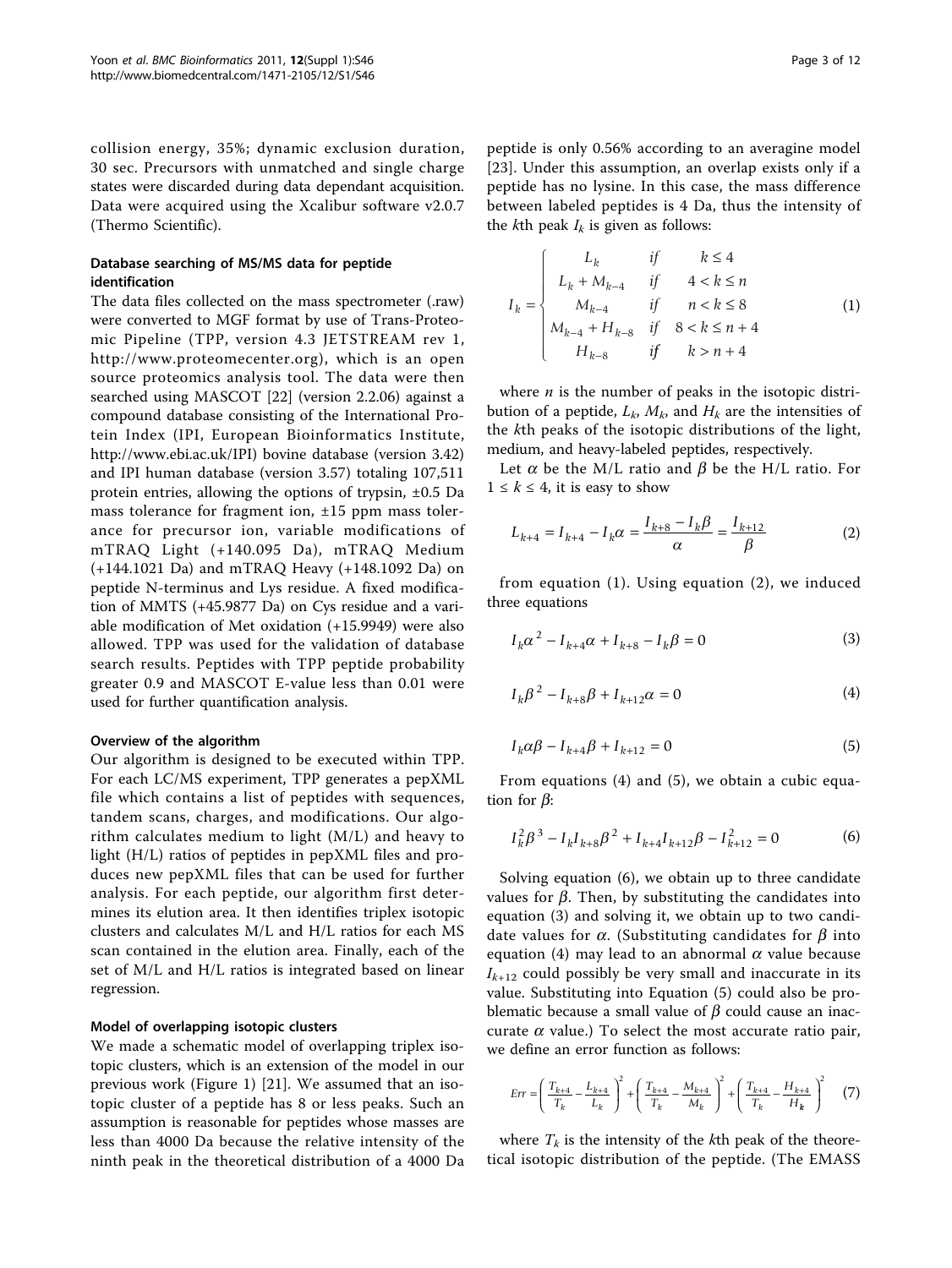collision energy, 35%; dynamic exclusion duration, 30 sec. Precursors with unmatched and single charge states were discarded during data dependant acquisition. Data were acquired using the Xcalibur software v2.0.7 (Thermo Scientific).

### Database searching of MS/MS data for peptide identification

The data files collected on the mass spectrometer (.raw) were converted to MGF format by use of Trans-Proteomic Pipeline (TPP, version 4.3 JETSTREAM rev 1, http://www.proteomecenter.org), which is an open source proteomics analysis tool. The data were then searched using MASCOT [22] (version 2.2.06) against a compound database consisting of the International Protein Index (IPI, European Bioinformatics Institute, http://www.ebi.ac.uk/IPI) bovine database (version 3.42) and IPI human database (version 3.57) totaling 107,511 protein entries, allowing the options of trypsin, ±0.5 Da mass tolerance for fragment ion, ±15 ppm mass tolerance for precursor ion, variable modifications of mTRAQ Light (+140.095 Da), mTRAQ Medium (+144.1021 Da) and mTRAQ Heavy (+148.1092 Da) on peptide N-terminus and Lys residue. A fixed modification of MMTS (+45.9877 Da) on Cys residue and a variable modification of Met oxidation (+15.9949) were also allowed. TPP was used for the validation of database search results. Peptides with TPP peptide probability greater 0.9 and MASCOT E-value less than 0.01 were used for further quantification analysis.

### Overview of the algorithm

Our algorithm is designed to be executed within TPP. For each LC/MS experiment, TPP generates a pepXML file which contains a list of peptides with sequences, tandem scans, charges, and modifications. Our algorithm calculates medium to light (M/L) and heavy to light (H/L) ratios of peptides in pepXML files and produces new pepXML files that can be used for further analysis. For each peptide, our algorithm first determines its elution area. It then identifies triplex isotopic clusters and calculates M/L and H/L ratios for each MS scan contained in the elution area. Finally, each of the set of M/L and H/L ratios is integrated based on linear regression.

### Model of overlapping isotopic clusters

We made a schematic model of overlapping triplex isotopic clusters, which is an extension of the model in our previous work (Figure 1) [21]. We assumed that an isotopic cluster of a peptide has 8 or less peaks. Such an assumption is reasonable for peptides whose masses are less than 4000 Da because the relative intensity of the ninth peak in the theoretical distribution of a 4000 Da peptide is only 0.56% according to an averagine model [23]. Under this assumption, an overlap exists only if a peptide has no lysine. In this case, the mass difference between labeled peptides is 4 Da, thus the intensity of the $k$th peak $I_k$ is given as follows:

$$I_k = \begin{cases} L_k & if \quad k \le 4 \\ L_k + M_{k-4} & if \quad 4 < k \le n \\ M_{k-4} & if \quad n < k \le 8 \\ M_{k-4} + H_{k-8} & if \quad 8 < k \le n+4 \\ H_{k-8} & if \quad k > n+4 \end{cases} \tag{1}$$

where $n$ is the number of peaks in the isotopic distribution of a peptide, $L_k$, $M_k$, and $H_k$ are the intensities of the $k$th peaks of the isotopic distributions of the light, medium, and heavy-labeled peptides, respectively.

Let $\alpha$ be the M/L ratio and $\beta$ be the H/L ratio. For $1 \le k \le 4$, it is easy to show

$$L_{k+4} = I_{k+4} - I_k\alpha = \frac{I_{k+8} - I_k\beta}{\alpha} = \frac{I_{k+12}}{\beta} \tag{2}$$

from equation (1). Using equation (2), we induced three equations

$$I_k\alpha^2 - I_{k+4}\alpha + I_{k+8} - I_k\beta = 0 \tag{3}$$

$$I_k\beta^2 - I_{k+8}\beta + I_{k+12}\alpha = 0 \tag{4}$$

$$I_k\alpha\beta - I_{k+4}\beta + I_{k+12} = 0 \tag{5}$$

From equations (4) and (5), we obtain a cubic equation for $\beta$:

$$I_k^2\beta^3 - I_kI_{k+8}\beta^2 + I_{k+4}I_{k+12}\beta - I_{k+12}^2 = 0 \tag{6}$$

Solving equation (6), we obtain up to three candidate values for $\beta$. Then, by substituting the candidates into equation (3) and solving it, we obtain up to two candidate values for $\alpha$. (Substituting candidates for $\beta$ into equation (4) may lead to an abnormal $\alpha$ value because $I_{k+12}$ could possibly be very small and inaccurate in its value. Substituting into Equation (5) could also be problematic because a small value of $\beta$ could cause an inaccurate $\alpha$ value.) To select the most accurate ratio pair, we define an error function as follows:

$$Err = \left(\frac{T_{k+4}}{T_k} - \frac{L_{k+4}}{L_k}\right)^2 + \left(\frac{T_{k+4}}{T_k} - \frac{M_{k+4}}{M_k}\right)^2 + \left(\frac{T_{k+4}}{T_k} - \frac{H_{k+4}}{H_k}\right)^2 \tag{7}$$

where $T_k$ is the intensity of the $k$th peak of the theoretical isotopic distribution of the peptide. (The EMASS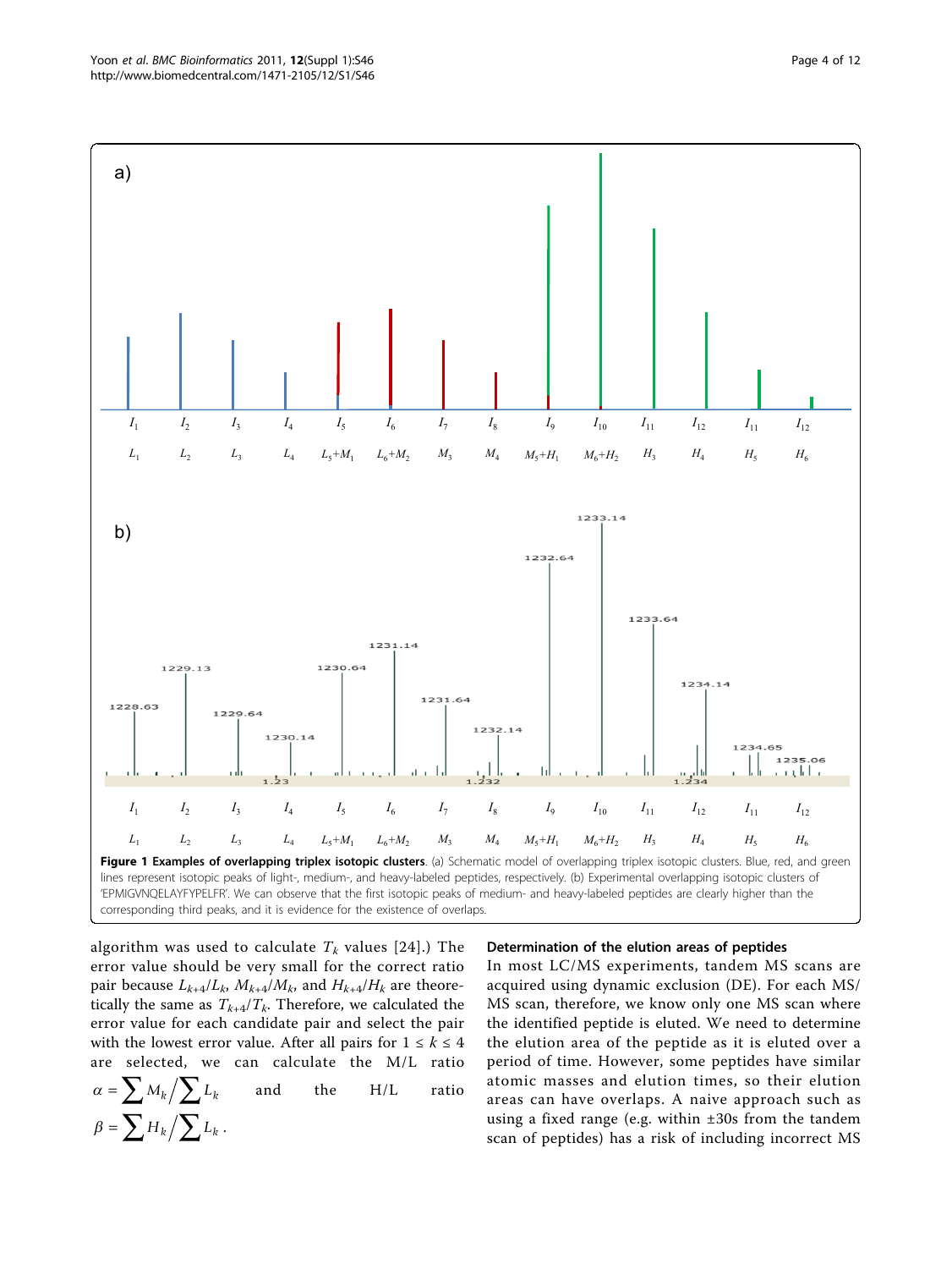Figure 1 Examples of overlapping triplex isotopic clusters. (a) Schematic model of overlapping triplex isotopic clusters. Blue, red, and green lines represent isotopic peaks of light-, medium-, and heavy-labeled peptides, respectively. (b) Experimental overlapping isotopic clusters of 'EPMIGVNQELAYFYPELFR'. We can observe that the first isotopic peaks of medium- and heavy-labeled peptides are clearly higher than the corresponding third peaks, and it is evidence for the existence of overlaps.

algorithm was used to calculate $T_k$ values [24].) The error value should be very small for the correct ratio pair because $L_{k+4}/L_k$, $M_{k+4}/M_k$, and $H_{k+4}/H_k$ are theoretically the same as $T_{k+4}/T_k$. Therefore, we calculated the error value for each candidate pair and select the pair with the lowest error value. After all pairs for $1 \le k \le 4$ are selected, we can calculate the M/L ratio $\alpha = \sum M_k / \sum L_k$ and the H/L ratio $\beta = \sum H_k / \sum L_k$.

### Determination of the elution areas of peptides

In most LC/MS experiments, tandem MS scans are acquired using dynamic exclusion (DE). For each MS/MS scan, therefore, we know only one MS scan where the identified peptide is eluted. We need to determine the elution area of the peptide as it is eluted over a period of time. However, some peptides have similar atomic masses and elution times, so their elution areas can have overlaps. A naive approach such as using a fixed range (e.g. within ±30s from the tandem scan of peptides) has a risk of including incorrect MS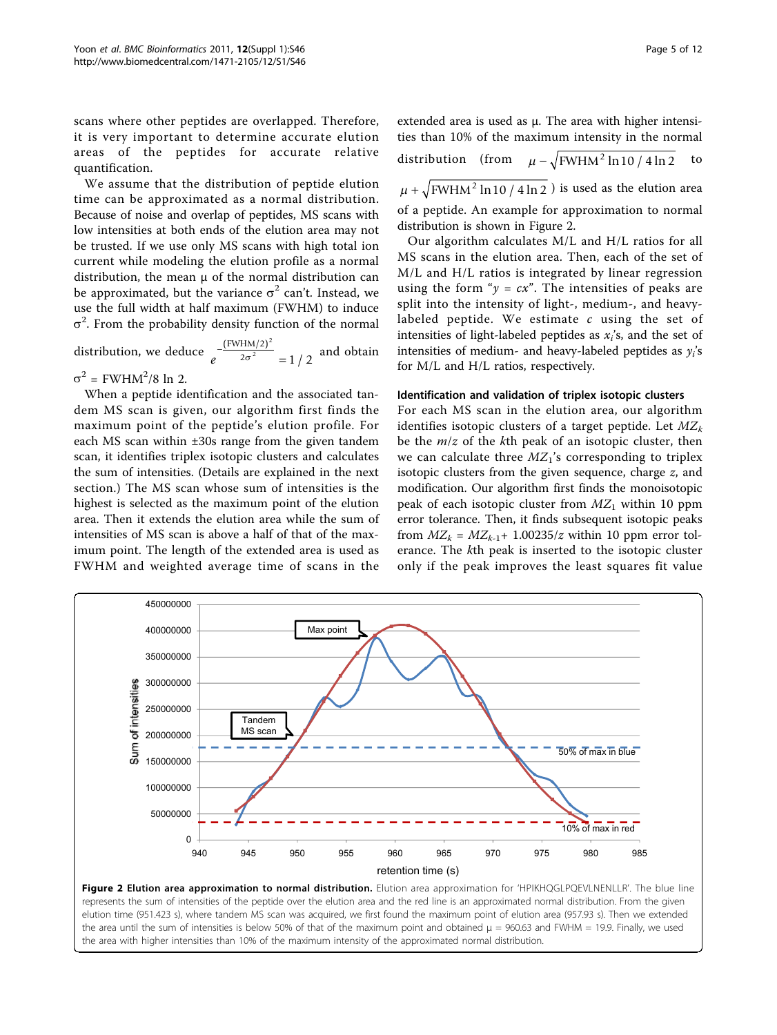scans where other peptides are overlapped. Therefore, it is very important to determine accurate elution areas of the peptides for accurate relative quantification.

We assume that the distribution of peptide elution time can be approximated as a normal distribution. Because of noise and overlap of peptides, MS scans with low intensities at both ends of the elution area may not be trusted. If we use only MS scans with high total ion current while modeling the elution profile as a normal distribution, the mean μ of the normal distribution can be approximated, but the variance $\sigma^2$ can't. Instead, we use the full width at half maximum (FWHM) to induce $\sigma^2$. From the probability density function of the normal distribution, we deduce $e^{-\frac{(\mathrm{FWHM}/2)^2}{2\sigma^2}} = 1/2$ and obtain $\sigma^2 = \mathrm{FWHM}^2/8 \ln 2$.

When a peptide identification and the associated tandem MS scan is given, our algorithm first finds the maximum point of the peptide's elution profile. For each MS scan within ±30s range from the given tandem scan, it identifies triplex isotopic clusters and calculates the sum of intensities. (Details are explained in the next section.) The MS scan whose sum of intensities is the highest is selected as the maximum point of the elution area. Then it extends the elution area while the sum of intensities of MS scan is above a half of that of the maximum point. The length of the extended area is used as FWHM and weighted average time of scans in the extended area is used as μ. The area with higher intensities than 10% of the maximum intensity in the normal distribution (from $\mu - \sqrt{\mathrm{FWHM}^2 \ln 10 / 4 \ln 2}$ to $\mu + \sqrt{\mathrm{FWHM}^2 \ln 10 / 4 \ln 2}$) is used as the elution area of a peptide. An example for approximation to normal distribution is shown in Figure 2.

Our algorithm calculates M/L and H/L ratios for all MS scans in the elution area. Then, each of the set of M/L and H/L ratios is integrated by linear regression using the form "$y = cx$". The intensities of peaks are split into the intensity of light-, medium-, and heavy-labeled peptide. We estimate $c$ using the set of intensities of light-labeled peptides as $x_i$'s, and the set of intensities of medium- and heavy-labeled peptides as $y_i$'s for M/L and H/L ratios, respectively.

### Identification and validation of triplex isotopic clusters

For each MS scan in the elution area, our algorithm identifies isotopic clusters of a target peptide. Let $MZ_k$ be the $m/z$ of the $k$th peak of an isotopic cluster, then we can calculate three $MZ_1$'s corresponding to triplex isotopic clusters from the given sequence, charge $z$, and modification. Our algorithm first finds the monoisotopic peak of each isotopic cluster from $MZ_1$ within 10 ppm error tolerance. Then, it finds subsequent isotopic peaks from $MZ_k = MZ_{k-1} + 1.00235/z$ within 10 ppm error tolerance. The $k$th peak is inserted to the isotopic cluster only if the peak improves the least squares fit value

**Figure 2 Elution area approximation to normal distribution.** Elution area approximation for 'HPIKHQGLPQEVLNENLLR'. The blue line represents the sum of intensities of the peptide over the elution area and the red line is an approximated normal distribution. From the given elution time (951.423 s), where tandem MS scan was acquired, we first found the maximum point of elution area (957.93 s). Then we extended the area until the sum of intensities is below 50% of that of the maximum point and obtained μ = 960.63 and FWHM = 19.9. Finally, we used the area with higher intensities than 10% of the maximum intensity of the approximated normal distribution.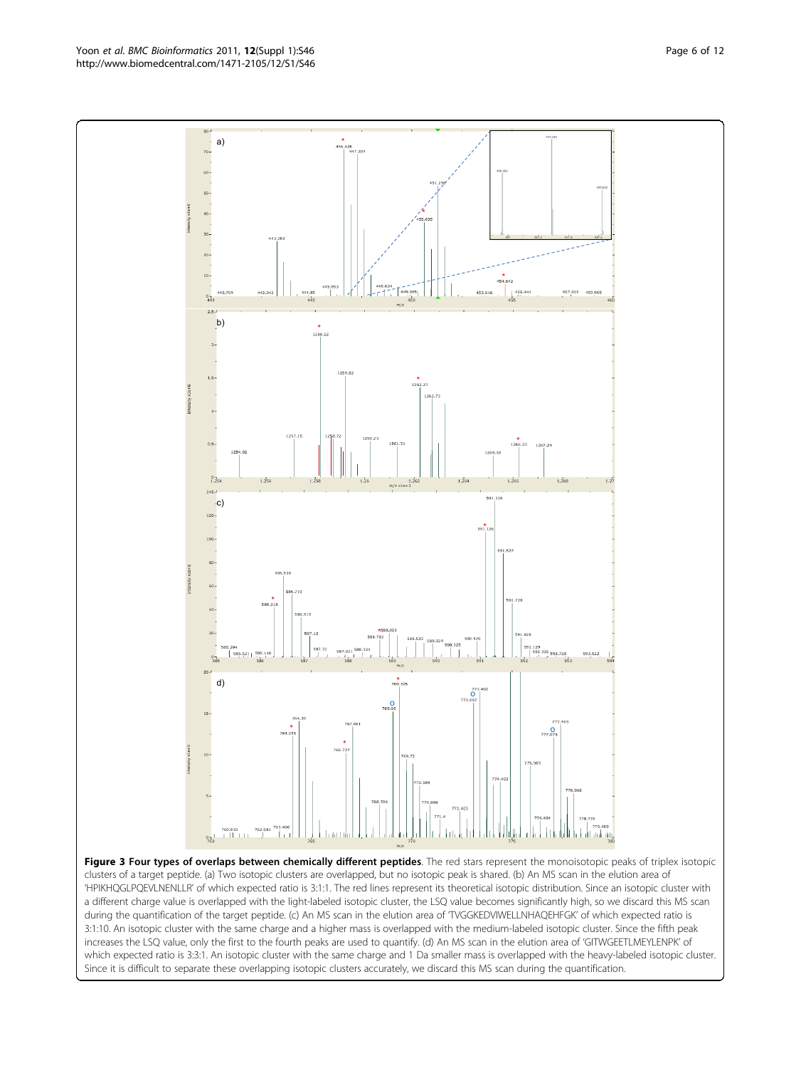**Figure 3 Four types of overlaps between chemically different peptides**. The red stars represent the monoisotopic peaks of triplex isotopic clusters of a target peptide. (a) Two isotopic clusters are overlapped, but no isotopic peak is shared. (b) An MS scan in the elution area of 'HPIKHQGLPQEVLNENLLR' of which expected ratio is 3:1:1. The red lines represent its theoretical isotopic distribution. Since an isotopic cluster with a different charge value is overlapped with the light-labeled isotopic cluster, the LSQ value becomes significantly high, so we discard this MS scan during the quantification of the target peptide. (c) An MS scan in the elution area of 'TVGGKEDVIWELLNHAQEHFGK' of which expected ratio is 3:1:10. An isotopic cluster with the same charge and a higher mass is overlapped with the medium-labeled isotopic cluster. Since the fifth peak increases the LSQ value, only the first to the fourth peaks are used to quantify. (d) An MS scan in the elution area of 'GITWGEETLMEYLENPK' of which expected ratio is 3:3:1. An isotopic cluster with the same charge and 1 Da smaller mass is overlapped with the heavy-labeled isotopic cluster. Since it is difficult to separate these overlapping isotopic clusters accurately, we discard this MS scan during the quantification.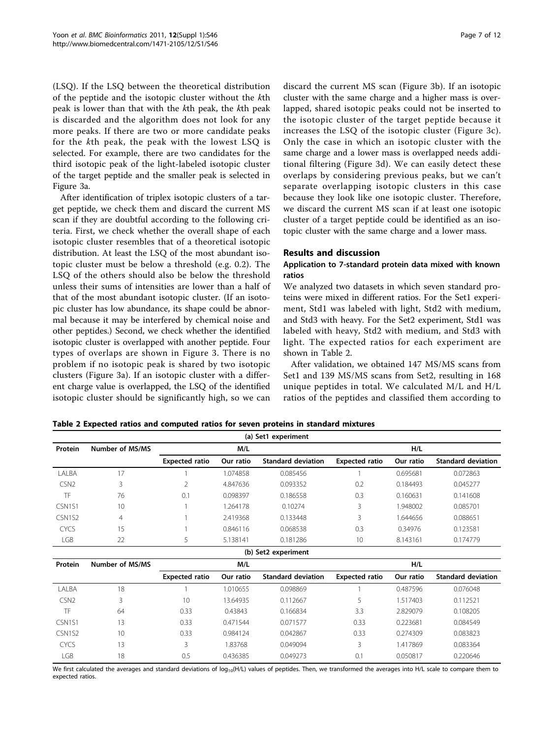(LSQ). If the LSQ between the theoretical distribution of the peptide and the isotopic cluster without the *k*th peak is lower than that with the *k*th peak, the *k*th peak is discarded and the algorithm does not look for any more peaks. If there are two or more candidate peaks for the *k*th peak, the peak with the lowest LSQ is selected. For example, there are two candidates for the third isotopic peak of the light-labeled isotopic cluster of the target peptide and the smaller peak is selected in Figure 3a.

After identification of triplex isotopic clusters of a target peptide, we check them and discard the current MS scan if they are doubtful according to the following criteria. First, we check whether the overall shape of each isotopic cluster resembles that of a theoretical isotopic distribution. At least the LSQ of the most abundant isotopic cluster must be below a threshold (e.g. 0.2). The LSQ of the others should also be below the threshold unless their sums of intensities are lower than a half of that of the most abundant isotopic cluster. (If an isotopic cluster has low abundance, its shape could be abnormal because it may be interfered by chemical noise and other peptides.) Second, we check whether the identified isotopic cluster is overlapped with another peptide. Four types of overlaps are shown in Figure 3. There is no problem if no isotopic peak is shared by two isotopic clusters (Figure 3a). If an isotopic cluster with a different charge value is overlapped, the LSQ of the identified isotopic cluster should be significantly high, so we can discard the current MS scan (Figure 3b). If an isotopic cluster with the same charge and a higher mass is overlapped, shared isotopic peaks could not be inserted to the isotopic cluster of the target peptide because it increases the LSQ of the isotopic cluster (Figure 3c). Only the case in which an isotopic cluster with the same charge and a lower mass is overlapped needs additional filtering (Figure 3d). We can easily detect these overlaps by considering previous peaks, but we can't separate overlapping isotopic clusters in this case because they look like one isotopic cluster. Therefore, we discard the current MS scan if at least one isotopic cluster of a target peptide could be identified as an isotopic cluster with the same charge and a lower mass.

## Results and discussion

### Application to 7-standard protein data mixed with known ratios

We analyzed two datasets in which seven standard proteins were mixed in different ratios. For the Set1 experiment, Std1 was labeled with light, Std2 with medium, and Std3 with heavy. For the Set2 experiment, Std1 was labeled with heavy, Std2 with medium, and Std3 with light. The expected ratios for each experiment are shown in Table 2.

After validation, we obtained 147 MS/MS scans from Set1 and 139 MS/MS scans from Set2, resulting in 168 unique peptides in total. We calculated M/L and H/L ratios of the peptides and classified them according to

**Table 2 Expected ratios and computed ratios for seven proteins in standard mixtures**

(a) Set1 experiment

| Protein | Number of MS/MS | M/L | | | H/L | | |
|---|---|---|---|---|---|---|---|
| | | Expected ratio | Our ratio | Standard deviation | Expected ratio | Our ratio | Standard deviation |
| LALBA | 17 | 1 | 1.074858 | 0.085456 | 1 | 0.695681 | 0.072863 |
| CSN2 | 3 | 2 | 4.847636 | 0.093352 | 0.2 | 0.184493 | 0.045277 |
| TF | 76 | 0.1 | 0.098397 | 0.186558 | 0.3 | 0.160631 | 0.141608 |
| CSN1S1 | 10 | 1 | 1.264178 | 0.10274 | 3 | 1.948002 | 0.085701 |
| CSN1S2 | 4 | 1 | 2.419368 | 0.133448 | 3 | 1.644656 | 0.088651 |
| CYCS | 15 | 1 | 0.846116 | 0.068538 | 0.3 | 0.34976 | 0.123581 |
| LGB | 22 | 5 | 5.138141 | 0.181286 | 10 | 8.143161 | 0.174779 |

(b) Set2 experiment

| Protein | Number of MS/MS | M/L | | | H/L | | |
|---|---|---|---|---|---|---|---|
| | | Expected ratio | Our ratio | Standard deviation | Expected ratio | Our ratio | Standard deviation |
| LALBA | 18 | 1 | 1.010655 | 0.098869 | 1 | 0.487596 | 0.076048 |
| CSN2 | 3 | 10 | 13.64935 | 0.112667 | 5 | 1.517403 | 0.112521 |
| TF | 64 | 0.33 | 0.43843 | 0.166834 | 3.3 | 2.829079 | 0.108205 |
| CSN1S1 | 13 | 0.33 | 0.471544 | 0.071577 | 0.33 | 0.223681 | 0.084549 |
| CSN1S2 | 10 | 0.33 | 0.984124 | 0.042867 | 0.33 | 0.274309 | 0.083823 |
| CYCS | 13 | 3 | 1.83768 | 0.049094 | 3 | 1.417869 | 0.083364 |
| LGB | 18 | 0.5 | 0.436385 | 0.049273 | 0.1 | 0.050817 | 0.220646 |

We first calculated the averages and standard deviations of $\log_{10}$(H/L) values of peptides. Then, we transformed the averages into H/L scale to compare them to expected ratios.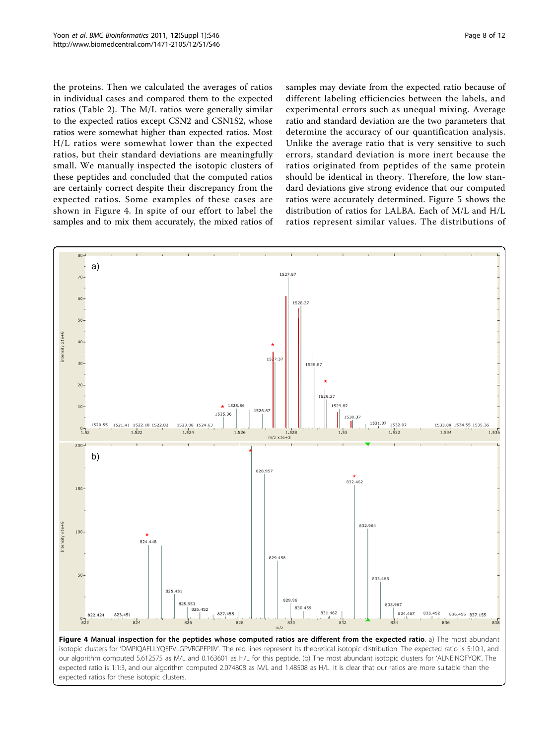the proteins. Then we calculated the averages of ratios in individual cases and compared them to the expected ratios (Table 2). The M/L ratios were generally similar to the expected ratios except CSN2 and CSN1S2, whose ratios were somewhat higher than expected ratios. Most H/L ratios were somewhat lower than the expected ratios, but their standard deviations are meaningfully small. We manually inspected the isotopic clusters of these peptides and concluded that the computed ratios are certainly correct despite their discrepancy from the expected ratios. Some examples of these cases are shown in Figure 4. In spite of our effort to label the samples and to mix them accurately, the mixed ratios of samples may deviate from the expected ratio because of different labeling efficiencies between the labels, and experimental errors such as unequal mixing. Average ratio and standard deviation are the two parameters that determine the accuracy of our quantification analysis. Unlike the average ratio that is very sensitive to such errors, standard deviation is more inert because the ratios originated from peptides of the same protein should be identical in theory. Therefore, the low standard deviations give strong evidence that our computed ratios were accurately determined. Figure 5 shows the distribution of ratios for LALBA. Each of M/L and H/L ratios represent similar values. The distributions of

**Figure 4 Manual inspection for the peptides whose computed ratios are different from the expected ratio**. a) The most abundant isotopic clusters for 'DMPIQAFLLYQEPVLGPVRGPFPIIV'. The red lines represent its theoretical isotopic distribution. The expected ratio is 5:10:1, and our algorithm computed 5.612575 as M/L and 0.163601 as H/L for this peptide. (b) The most abundant isotopic clusters for 'ALNEINQFYQK'. The expected ratio is 1:1:3, and our algorithm computed 2.074808 as M/L and 1.48508 as H/L. It is clear that our ratios are more suitable than the expected ratios for these isotopic clusters.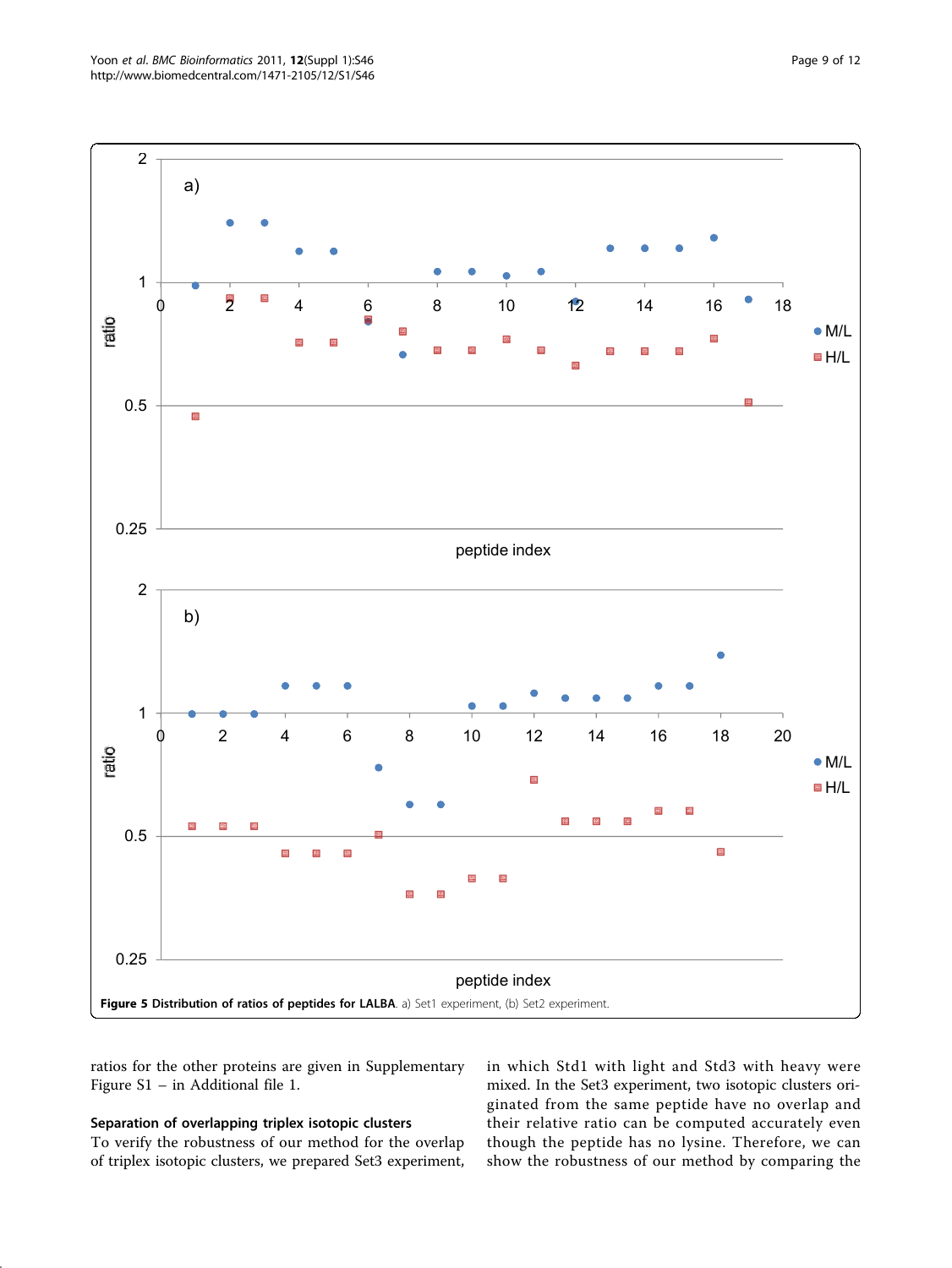**Figure 5 Distribution of ratios of peptides for LALBA.** a) Set1 experiment, (b) Set2 experiment.

ratios for the other proteins are given in Supplementary Figure S1 – in Additional file 1.

### Separation of overlapping triplex isotopic clusters

To verify the robustness of our method for the overlap of triplex isotopic clusters, we prepared Set3 experiment, in which Std1 with light and Std3 with heavy were mixed. In the Set3 experiment, two isotopic clusters originated from the same peptide have no overlap and their relative ratio can be computed accurately even though the peptide has no lysine. Therefore, we can show the robustness of our method by comparing the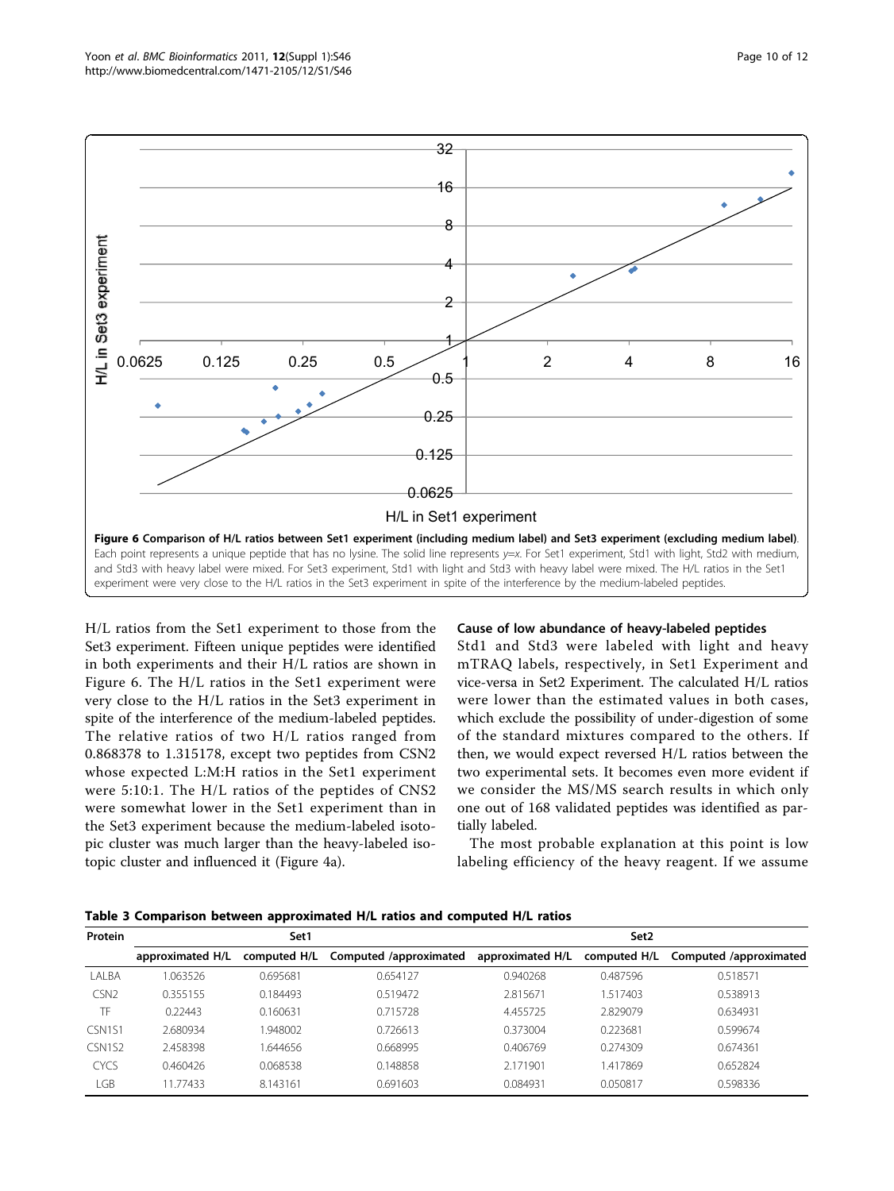**Figure 6 Comparison of H/L ratios between Set1 experiment (including medium label) and Set3 experiment (excluding medium label)**. Each point represents a unique peptide that has no lysine. The solid line represents *y*=*x*. For Set1 experiment, Std1 with light, Std2 with medium, and Std3 with heavy label were mixed. For Set3 experiment, Std1 with light and Std3 with heavy label were mixed. The H/L ratios in the Set1 experiment were very close to the H/L ratios in the Set3 experiment in spite of the interference by the medium-labeled peptides.

H/L ratios from the Set1 experiment to those from the Set3 experiment. Fifteen unique peptides were identified in both experiments and their H/L ratios are shown in Figure 6. The H/L ratios in the Set1 experiment were very close to the H/L ratios in the Set3 experiment in spite of the interference of the medium-labeled peptides. The relative ratios of two H/L ratios ranged from 0.868378 to 1.315178, except two peptides from CSN2 whose expected L:M:H ratios in the Set1 experiment were 5:10:1. The H/L ratios of the peptides of CNS2 were somewhat lower in the Set1 experiment than in the Set3 experiment because the medium-labeled isotopic cluster was much larger than the heavy-labeled isotopic cluster and influenced it (Figure 4a).

### Cause of low abundance of heavy-labeled peptides

Std1 and Std3 were labeled with light and heavy mTRAQ labels, respectively, in Set1 Experiment and vice-versa in Set2 Experiment. The calculated H/L ratios were lower than the estimated values in both cases, which exclude the possibility of under-digestion of some of the standard mixtures compared to the others. If then, we would expect reversed H/L ratios between the two experimental sets. It becomes even more evident if we consider the MS/MS search results in which only one out of 168 validated peptides was identified as partially labeled.

The most probable explanation at this point is low labeling efficiency of the heavy reagent. If we assume

**Table 3 Comparison between approximated H/L ratios and computed H/L ratios**

| Protein | Set1 | | | Set2 | | |
|---|---|---|---|---|---|---|
| | approximated H/L | computed H/L | Computed /approximated | approximated H/L | computed H/L | Computed /approximated |
| LALBA | 1.063526 | 0.695681 | 0.654127 | 0.940268 | 0.487596 | 0.518571 |
| CSN2 | 0.355155 | 0.184493 | 0.519472 | 2.815671 | 1.517403 | 0.538913 |
| TF | 0.22443 | 0.160631 | 0.715728 | 4.455725 | 2.829079 | 0.634931 |
| CSN1S1 | 2.680934 | 1.948002 | 0.726613 | 0.373004 | 0.223681 | 0.599674 |
| CSN1S2 | 2.458398 | 1.644656 | 0.668995 | 0.406769 | 0.274309 | 0.674361 |
| CYCS | 0.460426 | 0.068538 | 0.148858 | 2.171901 | 1.417869 | 0.652824 |
| LGB | 11.77433 | 8.143161 | 0.691603 | 0.084931 | 0.050817 | 0.598336 |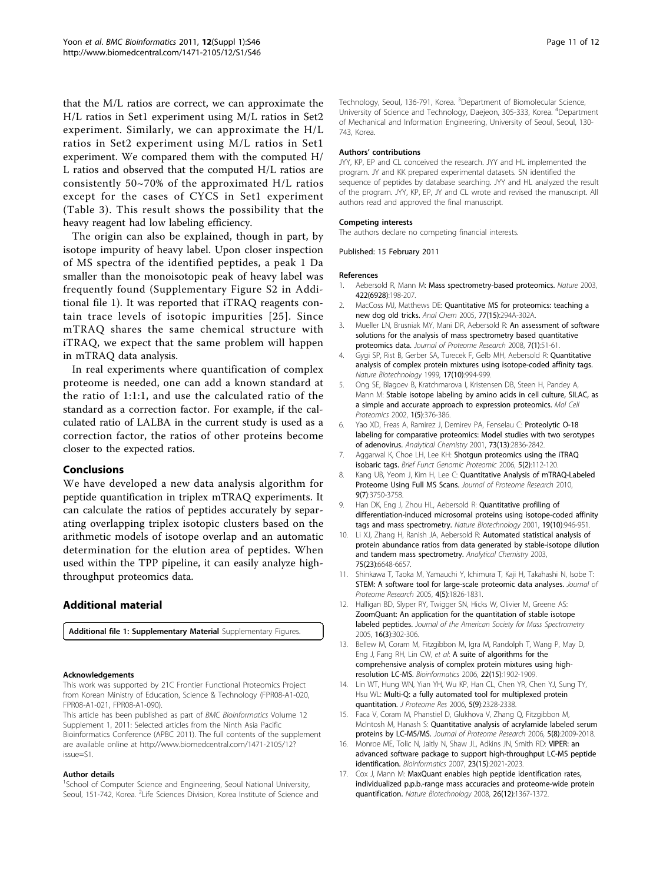that the M/L ratios are correct, we can approximate the H/L ratios in Set1 experiment using M/L ratios in Set2 experiment. Similarly, we can approximate the H/L ratios in Set2 experiment using M/L ratios in Set1 experiment. We compared them with the computed H/L ratios and observed that the computed H/L ratios are consistently 50~70% of the approximated H/L ratios except for the cases of CYCS in Set1 experiment (Table 3). This result shows the possibility that the heavy reagent had low labeling efficiency.

The origin can also be explained, though in part, by isotope impurity of heavy label. Upon closer inspection of MS spectra of the identified peptides, a peak 1 Da smaller than the monoisotopic peak of heavy label was frequently found (Supplementary Figure S2 in Additional file 1). It was reported that iTRAQ reagents contain trace levels of isotopic impurities [25]. Since mTRAQ shares the same chemical structure with iTRAQ, we expect that the same problem will happen in mTRAQ data analysis.

In real experiments where quantification of complex proteome is needed, one can add a known standard at the ratio of 1:1:1, and use the calculated ratio of the standard as a correction factor. For example, if the calculated ratio of LALBA in the current study is used as a correction factor, the ratios of other proteins become closer to the expected ratios.

## Conclusions

We have developed a new data analysis algorithm for peptide quantification in triplex mTRAQ experiments. It can calculate the ratios of peptides accurately by separating overlapping triplex isotopic clusters based on the arithmetic models of isotope overlap and an automatic determination for the elution area of peptides. When used within the TPP pipeline, it can easily analyze high-throughput proteomics data.

## Additional material

**Additional file 1: Supplementary Material** Supplementary Figures.

#### Acknowledgements

This work was supported by 21C Frontier Functional Proteomics Project from Korean Ministry of Education, Science & Technology (FPR08-A1-020, FPR08-A1-021, FPR08-A1-090).

This article has been published as part of *BMC Bioinformatics* Volume 12 Supplement 1, 2011: Selected articles from the Ninth Asia Pacific Bioinformatics Conference (APBC 2011). The full contents of the supplement are available online at http://www.biomedcentral.com/1471-2105/12?issue=S1.

#### Author details

[1]School of Computer Science and Engineering, Seoul National University, Seoul, 151-742, Korea. [2]Life Sciences Division, Korea Institute of Science and Technology, Seoul, 136-791, Korea. [3]Department of Biomolecular Science, University of Science and Technology, Daejeon, 305-333, Korea. [4]Department of Mechanical and Information Engineering, University of Seoul, Seoul, 130-743, Korea.

#### Authors' contributions

JYY, KP, EP and CL conceived the research. JYY and HL implemented the program. JY and KK prepared experimental datasets. SN identified the sequence of peptides by database searching. JYY and HL analyzed the result of the program. JYY, KP, EP, JY and CL wrote and revised the manuscript. All authors read and approved the final manuscript.

#### Competing interests

The authors declare no competing financial interests.

Published: 15 February 2011

#### References

1. Aebersold R, Mann M: **Mass spectrometry-based proteomics.** *Nature* 2003, **422(6928)**:198-207.
2. MacCoss MJ, Matthews DE: **Quantitative MS for proteomics: teaching a new dog old tricks.** *Anal Chem* 2005, **77(15)**:294A-302A.
3. Mueller LN, Brusniak MY, Mani DR, Aebersold R: **An assessment of software solutions for the analysis of mass spectrometry based quantitative proteomics data.** *Journal of Proteome Research* 2008, **7(1)**:51-61.
4. Gygi SP, Rist B, Gerber SA, Turecek F, Gelb MH, Aebersold R: **Quantitative analysis of complex protein mixtures using isotope-coded affinity tags.** *Nature Biotechnology* 1999, **17(10)**:994-999.
5. Ong SE, Blagoev B, Kratchmarova I, Kristensen DB, Steen H, Pandey A, Mann M: **Stable isotope labeling by amino acids in cell culture, SILAC, as a simple and accurate approach to expression proteomics.** *Mol Cell Proteomics* 2002, **1(5)**:376-386.
6. Yao XD, Freas A, Ramirez J, Demirev PA, Fenselau C: **Proteolytic O-18 labeling for comparative proteomics: Model studies with two serotypes of adenovirus.** *Analytical Chemistry* 2001, **73(13)**:2836-2842.
7. Aggarwal K, Choe LH, Lee KH: **Shotgun proteomics using the iTRAQ isobaric tags.** *Brief Funct Genomic Proteomic* 2006, **5(2)**:112-120.
8. Kang UB, Yeom J, Kim H, Lee C: **Quantitative Analysis of mTRAQ-Labeled Proteome Using Full MS Scans.** *Journal of Proteome Research* 2010, **9(7)**:3750-3758.
9. Han DK, Eng J, Zhou HL, Aebersold R: **Quantitative profiling of differentiation-induced microsomal proteins using isotope-coded affinity tags and mass spectrometry.** *Nature Biotechnology* 2001, **19(10)**:946-951.
10. Li XJ, Zhang H, Ranish JA, Aebersold R: **Automated statistical analysis of protein abundance ratios from data generated by stable-isotope dilution and tandem mass spectrometry.** *Analytical Chemistry* 2003, **75(23)**:6648-6657.
11. Shinkawa T, Taoka M, Yamauchi Y, Ichimura T, Kaji H, Takahashi N, Isobe T: **STEM: A software tool for large-scale proteomic data analyses.** *Journal of Proteome Research* 2005, **4(5)**:1826-1831.
12. Halligan BD, Slyper RY, Twigger SN, Hicks W, Olivier M, Greene AS: **ZoomQuant: An application for the quantitation of stable isotope labeled peptides.** *Journal of the American Society for Mass Spectrometry* 2005, **16(3)**:302-306.
13. Bellew M, Coram M, Fitzgibbon M, Igra M, Randolph T, Wang P, May D, Eng J, Fang RH, Lin CW, *et al*: **A suite of algorithms for the comprehensive analysis of complex protein mixtures using high-resolution LC-MS.** *Bioinformatics* 2006, **22(15)**:1902-1909.
14. Lin WT, Hung WN, Yian YH, Wu KP, Han CL, Chen YR, Chen YJ, Sung TY, Hsu WL: **Multi-Q: a fully automated tool for multiplexed protein quantitation.** *J Proteome Res* 2006, **5(9)**:2328-2338.
15. Faca V, Coram M, Phanstiel D, Glukhova V, Zhang Q, Fitzgibbon M, McIntosh M, Hanash S: **Quantitative analysis of acrylamide labeled serum proteins by LC-MS/MS.** *Journal of Proteome Research* 2006, **5(8)**:2009-2018.
16. Monroe ME, Tolic N, Jaitly N, Shaw JL, Adkins JN, Smith RD: **VIPER: an advanced software package to support high-throughput LC-MS peptide identification.** *Bioinformatics* 2007, **23(15)**:2021-2023.
17. Cox J, Mann M: **MaxQuant enables high peptide identification rates, individualized p.p.b.-range mass accuracies and proteome-wide protein quantification.** *Nature Biotechnology* 2008, **26(12)**:1367-1372.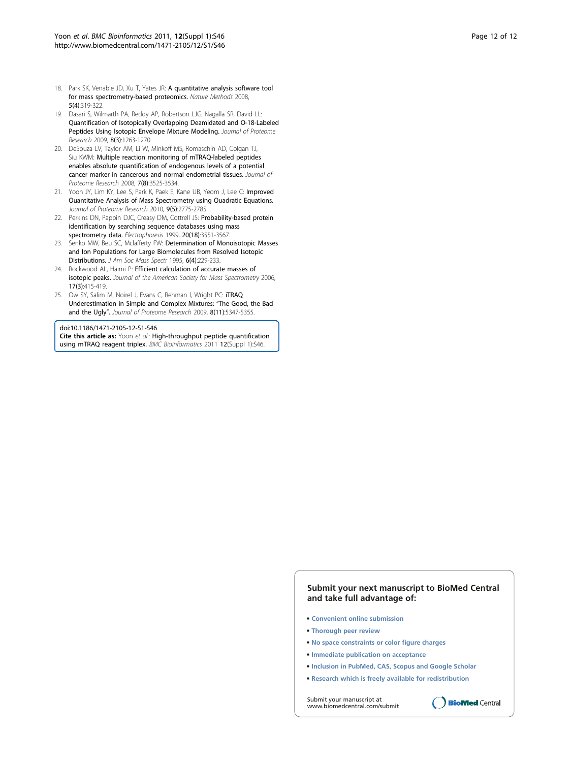18. Park SK, Venable JD, Xu T, Yates JR: **A quantitative analysis software tool for mass spectrometry-based proteomics.** *Nature Methods* 2008, **5(4)**:319-322.
19. Dasari S, Wilmarth PA, Reddy AP, Robertson LJG, Nagalla SR, David LL: **Quantification of Isotopically Overlapping Deamidated and O-18-Labeled Peptides Using Isotopic Envelope Mixture Modeling.** *Journal of Proteome Research* 2009, **8(3)**:1263-1270.
20. DeSouza LV, Taylor AM, Li W, Minkoff MS, Romaschin AD, Colgan TJ, Siu KWM: **Multiple reaction monitoring of mTRAQ-labeled peptides enables absolute quantification of endogenous levels of a potential cancer marker in cancerous and normal endometrial tissues.** *Journal of Proteome Research* 2008, **7(8)**:3525-3534.
21. Yoon JY, Lim KY, Lee S, Park K, Paek E, Kane UB, Yeom J, Lee C: **Improved Quantitative Analysis of Mass Spectrometry using Quadratic Equations.** *Journal of Proteome Research* 2010, **9(5)**:2775-2785.
22. Perkins DN, Pappin DJC, Creasy DM, Cottrell JS: **Probability-based protein identification by searching sequence databases using mass spectrometry data.** *Electrophoresis* 1999, **20(18)**:3551-3567.
23. Senko MW, Beu SC, Mclafferty FW: **Determination of Monoisotopic Masses and Ion Populations for Large Biomolecules from Resolved Isotopic Distributions.** *J Am Soc Mass Spectr* 1995, **6(4)**:229-233.
24. Rockwood AL, Haimi P: **Efficient calculation of accurate masses of isotopic peaks.** *Journal of the American Society for Mass Spectrometry* 2006, **17(3)**:415-419.
25. Ow SY, Salim M, Noirel J, Evans C, Rehman I, Wright PC: **iTRAQ Underestimation in Simple and Complex Mixtures: "The Good, the Bad and the Ugly".** *Journal of Proteome Research* 2009, **8(11)**:5347-5355.

doi:10.1186/1471-2105-12-S1-S46
**Cite this article as:** Yoon *et al.*: High-throughput peptide quantification using mTRAQ reagent triplex. *BMC Bioinformatics* 2011 **12**(Suppl 1):S46.

**Submit your next manuscript to BioMed Central and take full advantage of:**

- **Convenient online submission**
- **Thorough peer review**
- **No space constraints or color figure charges**
- **Immediate publication on acceptance**
- **Inclusion in PubMed, CAS, Scopus and Google Scholar**
- **Research which is freely available for redistribution**

Submit your manuscript at
www.biomedcentral.com/submit

BioMed Central